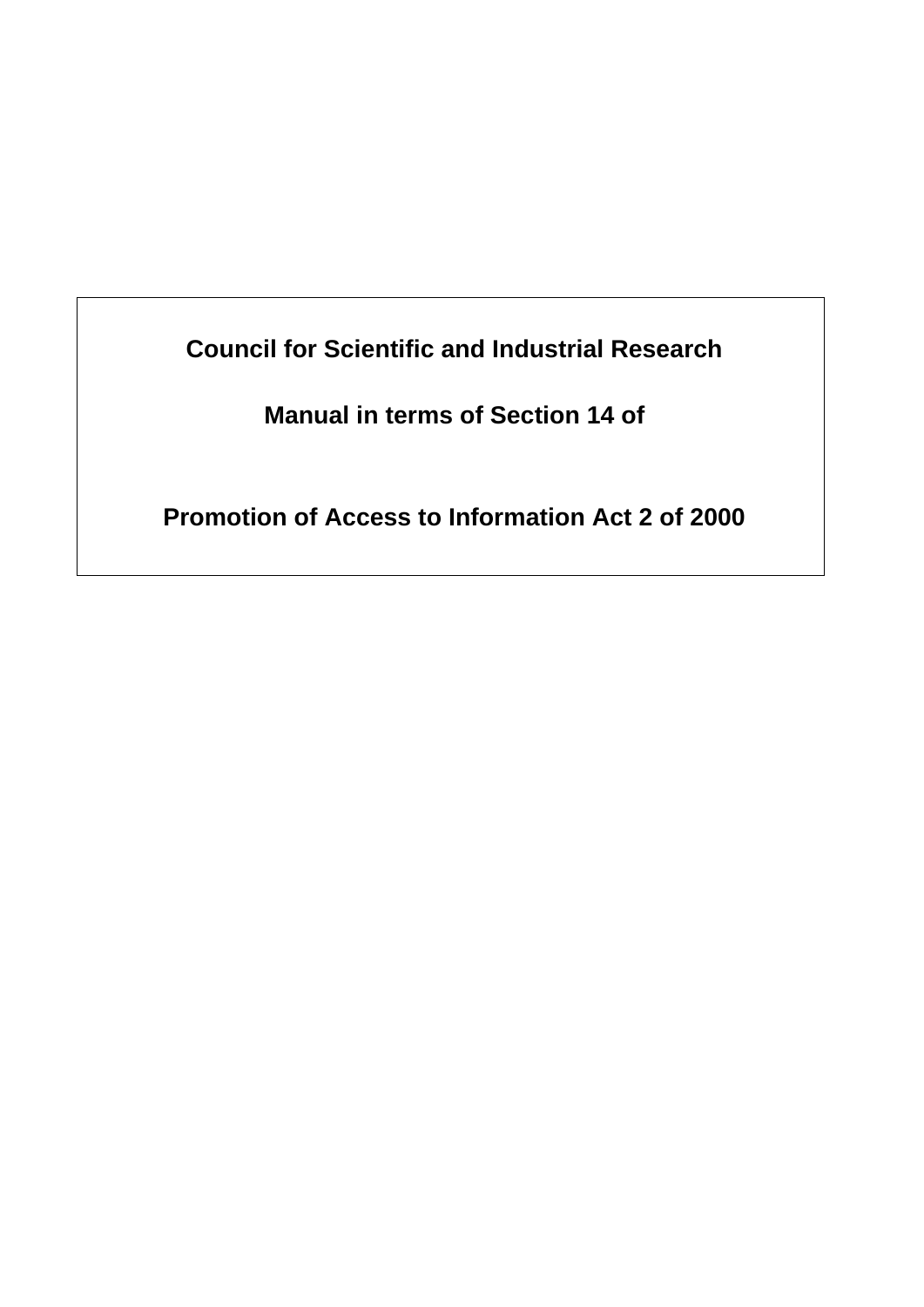# Council for Scientific and Industrial Research

## Manual in terms of Section 14 of

## Promotion of Access to Information Act 2 of 2000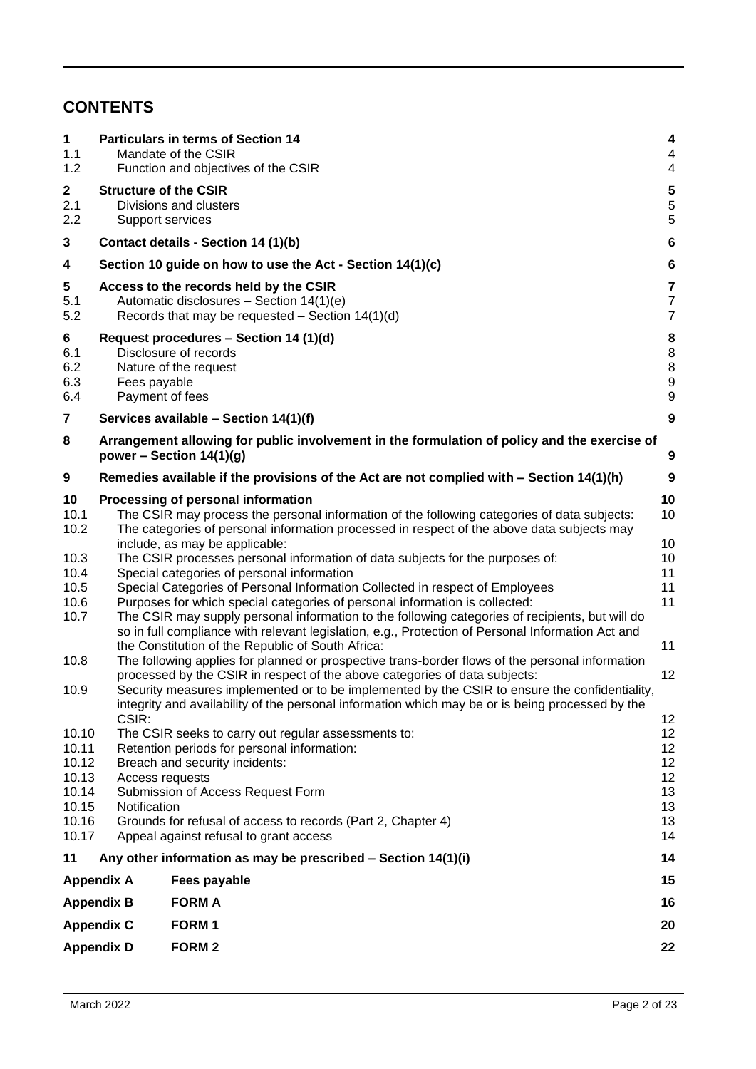# CONTENTS

| | | |
|---|---|---|
| **1** | **Particulars in terms of Section 14** | **4** |
| 1.1 | Mandate of the CSIR | 4 |
| 1.2 | Function and objectives of the CSIR | 4 |
| **2** | **Structure of the CSIR** | **5** |
| 2.1 | Divisions and clusters | 5 |
| 2.2 | Support services | 5 |
| **3** | **Contact details - Section 14 (1)(b)** | **6** |
| **4** | **Section 10 guide on how to use the Act - Section 14(1)(c)** | **6** |
| **5** | **Access to the records held by the CSIR** | **7** |
| 5.1 | Automatic disclosures – Section 14(1)(e) | 7 |
| 5.2 | Records that may be requested – Section 14(1)(d) | 7 |
| **6** | **Request procedures – Section 14 (1)(d)** | **8** |
| 6.1 | Disclosure of records | 8 |
| 6.2 | Nature of the request | 8 |
| 6.3 | Fees payable | 9 |
| 6.4 | Payment of fees | 9 |
| **7** | **Services available – Section 14(1)(f)** | **9** |
| **8** | **Arrangement allowing for public involvement in the formulation of policy and the exercise of power – Section 14(1)(g)** | **9** |
| **9** | **Remedies available if the provisions of the Act are not complied with – Section 14(1)(h)** | **9** |
| **10** | **Processing of personal information** | **10** |
| 10.1 | The CSIR may process the personal information of the following categories of data subjects: | 10 |
| 10.2 | The categories of personal information processed in respect of the above data subjects may include, as may be applicable: | 10 |
| 10.3 | The CSIR processes personal information of data subjects for the purposes of: | 10 |
| 10.4 | Special categories of personal information | 11 |
| 10.5 | Special Categories of Personal Information Collected in respect of Employees | 11 |
| 10.6 | Purposes for which special categories of personal information is collected: | 11 |
| 10.7 | The CSIR may supply personal information to the following categories of recipients, but will do so in full compliance with relevant legislation, e.g., Protection of Personal Information Act and the Constitution of the Republic of South Africa: | 11 |
| 10.8 | The following applies for planned or prospective trans-border flows of the personal information processed by the CSIR in respect of the above categories of data subjects: | 12 |
| 10.9 | Security measures implemented or to be implemented by the CSIR to ensure the confidentiality, integrity and availability of the personal information which may be or is being processed by the CSIR: | 12 |
| 10.10 | The CSIR seeks to carry out regular assessments to: | 12 |
| 10.11 | Retention periods for personal information: | 12 |
| 10.12 | Breach and security incidents: | 12 |
| 10.13 | Access requests | 12 |
| 10.14 | Submission of Access Request Form | 13 |
| 10.15 | Notification | 13 |
| 10.16 | Grounds for refusal of access to records (Part 2, Chapter 4) | 13 |
| 10.17 | Appeal against refusal to grant access | 14 |
| **11** | **Any other information as may be prescribed – Section 14(1)(i)** | **14** |
| **Appendix A** | **Fees payable** | **15** |
| **Appendix B** | **FORM A** | **16** |
| **Appendix C** | **FORM 1** | **20** |
| **Appendix D** | **FORM 2** | **22** |

March 2022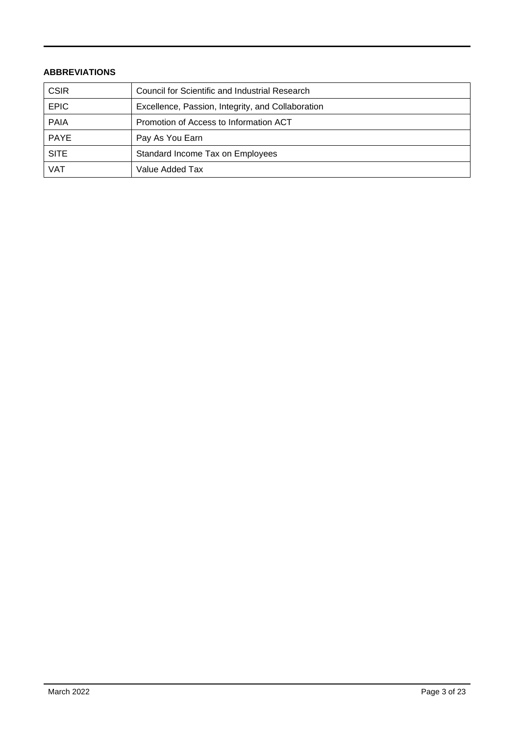**ABBREVIATIONS**

| | |
|---|---|
| CSIR | Council for Scientific and Industrial Research |
| EPIC | Excellence, Passion, Integrity, and Collaboration |
| PAIA | Promotion of Access to Information ACT |
| PAYE | Pay As You Earn |
| SITE | Standard Income Tax on Employees |
| VAT | Value Added Tax |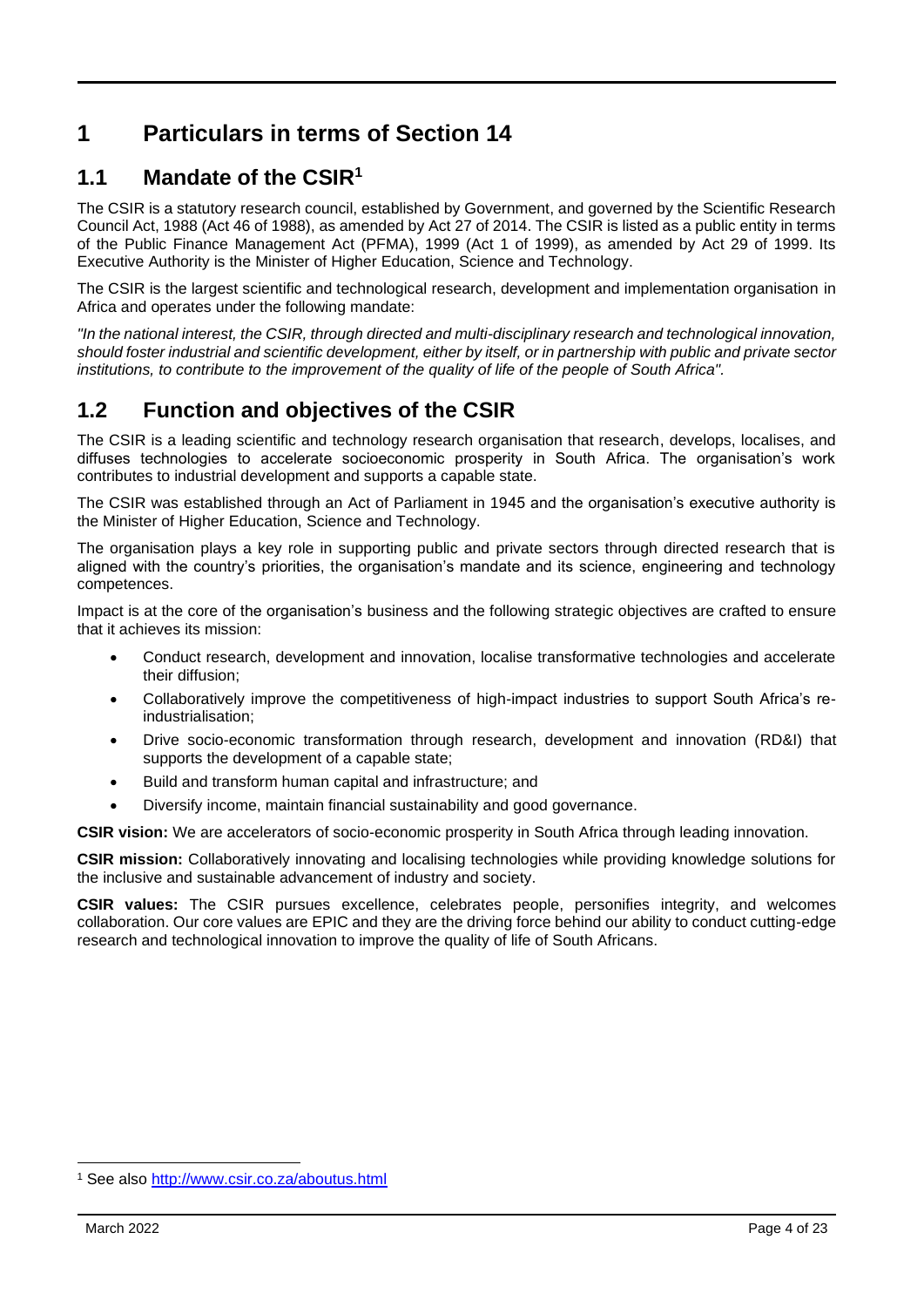# 1 Particulars in terms of Section 14

## 1.1 Mandate of the CSIR[1]

The CSIR is a statutory research council, established by Government, and governed by the Scientific Research Council Act, 1988 (Act 46 of 1988), as amended by Act 27 of 2014. The CSIR is listed as a public entity in terms of the Public Finance Management Act (PFMA), 1999 (Act 1 of 1999), as amended by Act 29 of 1999. Its Executive Authority is the Minister of Higher Education, Science and Technology.

The CSIR is the largest scientific and technological research, development and implementation organisation in Africa and operates under the following mandate:

*"In the national interest, the CSIR, through directed and multi-disciplinary research and technological innovation, should foster industrial and scientific development, either by itself, or in partnership with public and private sector institutions, to contribute to the improvement of the quality of life of the people of South Africa".*

## 1.2 Function and objectives of the CSIR

The CSIR is a leading scientific and technology research organisation that research, develops, localises, and diffuses technologies to accelerate socioeconomic prosperity in South Africa. The organisation's work contributes to industrial development and supports a capable state.

The CSIR was established through an Act of Parliament in 1945 and the organisation's executive authority is the Minister of Higher Education, Science and Technology.

The organisation plays a key role in supporting public and private sectors through directed research that is aligned with the country's priorities, the organisation's mandate and its science, engineering and technology competences.

Impact is at the core of the organisation's business and the following strategic objectives are crafted to ensure that it achieves its mission:

- Conduct research, development and innovation, localise transformative technologies and accelerate their diffusion;
- Collaboratively improve the competitiveness of high-impact industries to support South Africa's re-industrialisation;
- Drive socio-economic transformation through research, development and innovation (RD&I) that supports the development of a capable state;
- Build and transform human capital and infrastructure; and
- Diversify income, maintain financial sustainability and good governance.

**CSIR vision:** We are accelerators of socio-economic prosperity in South Africa through leading innovation.

**CSIR mission:** Collaboratively innovating and localising technologies while providing knowledge solutions for the inclusive and sustainable advancement of industry and society.

**CSIR values:** The CSIR pursues excellence, celebrates people, personifies integrity, and welcomes collaboration. Our core values are EPIC and they are the driving force behind our ability to conduct cutting-edge research and technological innovation to improve the quality of life of South Africans.

---

[1] See also http://www.csir.co.za/aboutus.html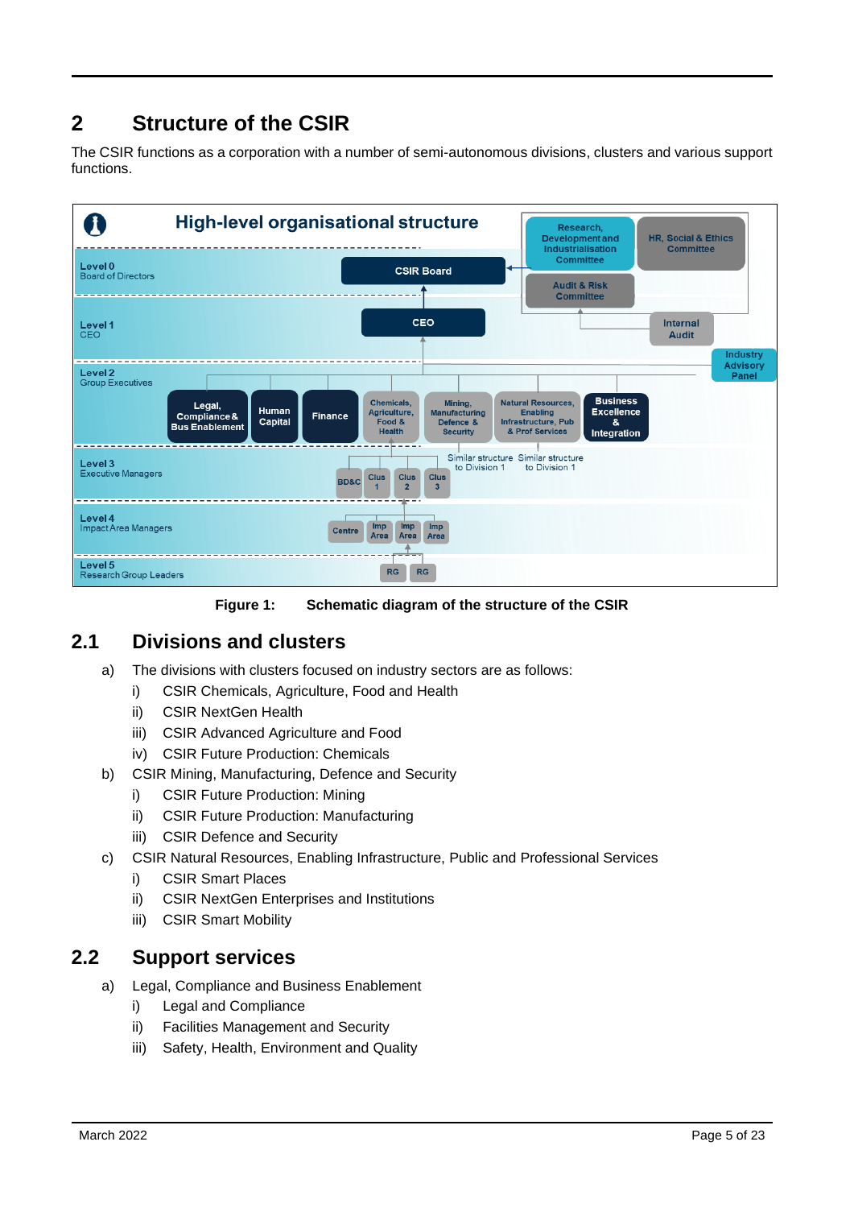# 2 Structure of the CSIR

The CSIR functions as a corporation with a number of semi-autonomous divisions, clusters and various support functions.

High-level organisational structure

Level 0
Board of Directors

Level 1
CEO

Level 2
Group Executives

Level 3
Executive Managers

Level 4
Impact Area Managers

Level 5
Research Group Leaders

CSIR Board

CEO

Research, Development and Industrialisation Committee

HR, Social & Ethics Committee

Audit & Risk Committee

Internal Audit

Industry Advisory Panel

Legal, Compliance & Bus Enablement

Human Capital

Finance

Chemicals, Agriculture, Food & Health

Mining, Manufacturing Defence & Security

Natural Resources, Enabling Infrastructure, Pub & Prof Services

Business Excellence & Integration

Similar structure to Division 1

Similar structure to Division 1

BD&C

Clus 1

Clus 2

Clus 3

Centre

Imp Area

Imp Area

Imp Area

RG

RG

**Figure 1: Schematic diagram of the structure of the CSIR**

## 2.1 Divisions and clusters

a) The divisions with clusters focused on industry sectors are as follows:
   i) CSIR Chemicals, Agriculture, Food and Health
   ii) CSIR NextGen Health
   iii) CSIR Advanced Agriculture and Food
   iv) CSIR Future Production: Chemicals

b) CSIR Mining, Manufacturing, Defence and Security
   i) CSIR Future Production: Mining
   ii) CSIR Future Production: Manufacturing
   iii) CSIR Defence and Security

c) CSIR Natural Resources, Enabling Infrastructure, Public and Professional Services
   i) CSIR Smart Places
   ii) CSIR NextGen Enterprises and Institutions
   iii) CSIR Smart Mobility

## 2.2 Support services

a) Legal, Compliance and Business Enablement
   i) Legal and Compliance
   ii) Facilities Management and Security
   iii) Safety, Health, Environment and Quality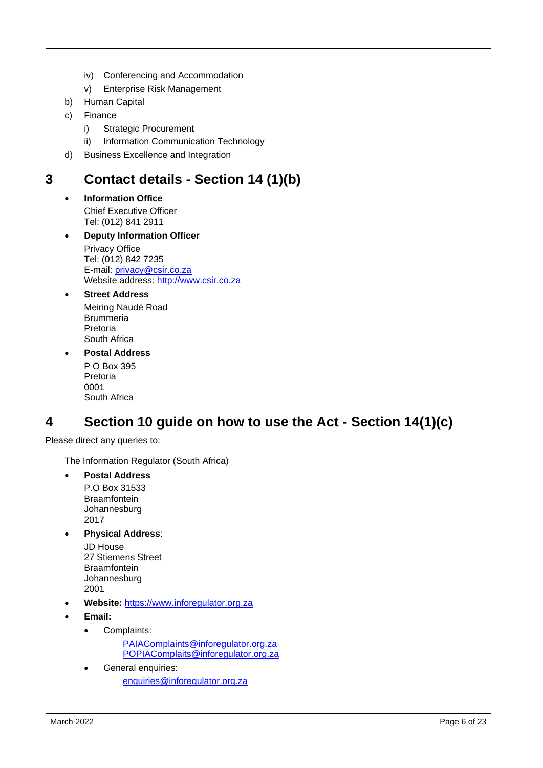- iv) Conferencing and Accommodation
   - v) Enterprise Risk Management
- b) Human Capital
- c) Finance
   - i) Strategic Procurement
   - ii) Information Communication Technology
- d) Business Excellence and Integration

# 3 Contact details - Section 14 (1)(b)

- **Information Office**
  Chief Executive Officer
  Tel: (012) 841 2911
- **Deputy Information Officer**
  Privacy Office
  Tel: (012) 842 7235
  E-mail: privacy@csir.co.za
  Website address: http://www.csir.co.za
- **Street Address**
  Meiring Naudé Road
  Brummeria
  Pretoria
  South Africa
- **Postal Address**
  P O Box 395
  Pretoria
  0001
  South Africa

# 4 Section 10 guide on how to use the Act - Section 14(1)(c)

Please direct any queries to:

The Information Regulator (South Africa)

- **Postal Address**
  P.O Box 31533
  Braamfontein
  Johannesburg
  2017
- **Physical Address**:
  JD House
  27 Stiemens Street
  Braamfontein
  Johannesburg
  2001
- **Website:** https://www.inforegulator.org.za
- **Email:**
  - Complaints:
    PAIAComplaints@inforegulator.org.za
    POPIAComplaits@inforegulator.org.za
  - General enquiries:
    enquiries@inforegulator.org.za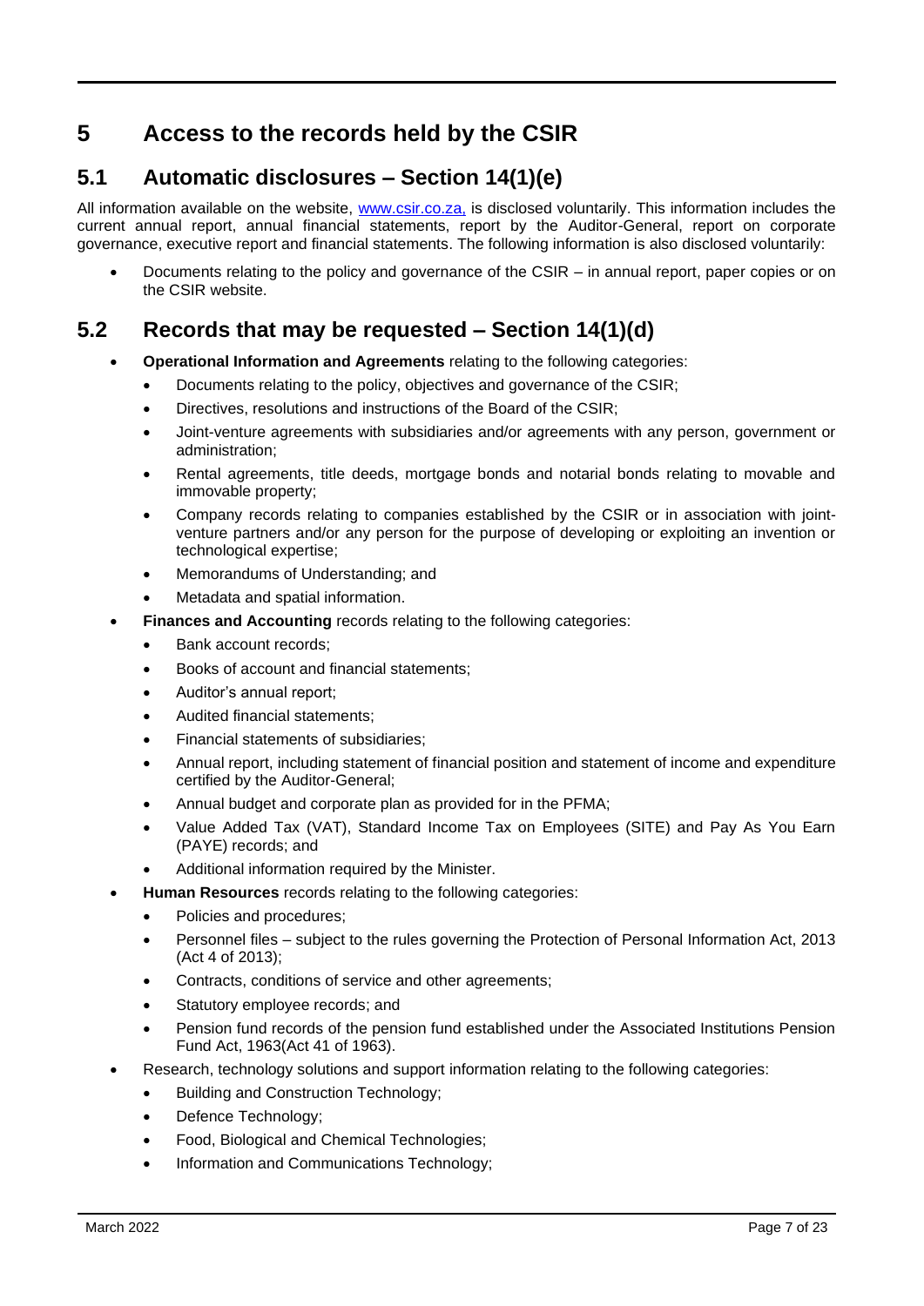# 5 Access to the records held by the CSIR

## 5.1 Automatic disclosures – Section 14(1)(e)

All information available on the website, www.csir.co.za, is disclosed voluntarily. This information includes the current annual report, annual financial statements, report by the Auditor-General, report on corporate governance, executive report and financial statements. The following information is also disclosed voluntarily:

- Documents relating to the policy and governance of the CSIR – in annual report, paper copies or on the CSIR website.

## 5.2 Records that may be requested – Section 14(1)(d)

- **Operational Information and Agreements** relating to the following categories:
  - Documents relating to the policy, objectives and governance of the CSIR;
  - Directives, resolutions and instructions of the Board of the CSIR;
  - Joint-venture agreements with subsidiaries and/or agreements with any person, government or administration;
  - Rental agreements, title deeds, mortgage bonds and notarial bonds relating to movable and immovable property;
  - Company records relating to companies established by the CSIR or in association with joint-venture partners and/or any person for the purpose of developing or exploiting an invention or technological expertise;
  - Memorandums of Understanding; and
  - Metadata and spatial information.
- **Finances and Accounting** records relating to the following categories:
  - Bank account records;
  - Books of account and financial statements;
  - Auditor's annual report;
  - Audited financial statements;
  - Financial statements of subsidiaries;
  - Annual report, including statement of financial position and statement of income and expenditure certified by the Auditor-General;
  - Annual budget and corporate plan as provided for in the PFMA;
  - Value Added Tax (VAT), Standard Income Tax on Employees (SITE) and Pay As You Earn (PAYE) records; and
  - Additional information required by the Minister.
- **Human Resources** records relating to the following categories:
  - Policies and procedures;
  - Personnel files – subject to the rules governing the Protection of Personal Information Act, 2013 (Act 4 of 2013);
  - Contracts, conditions of service and other agreements;
  - Statutory employee records; and
  - Pension fund records of the pension fund established under the Associated Institutions Pension Fund Act, 1963(Act 41 of 1963).
- Research, technology solutions and support information relating to the following categories:
  - Building and Construction Technology;
  - Defence Technology;
  - Food, Biological and Chemical Technologies;
  - Information and Communications Technology;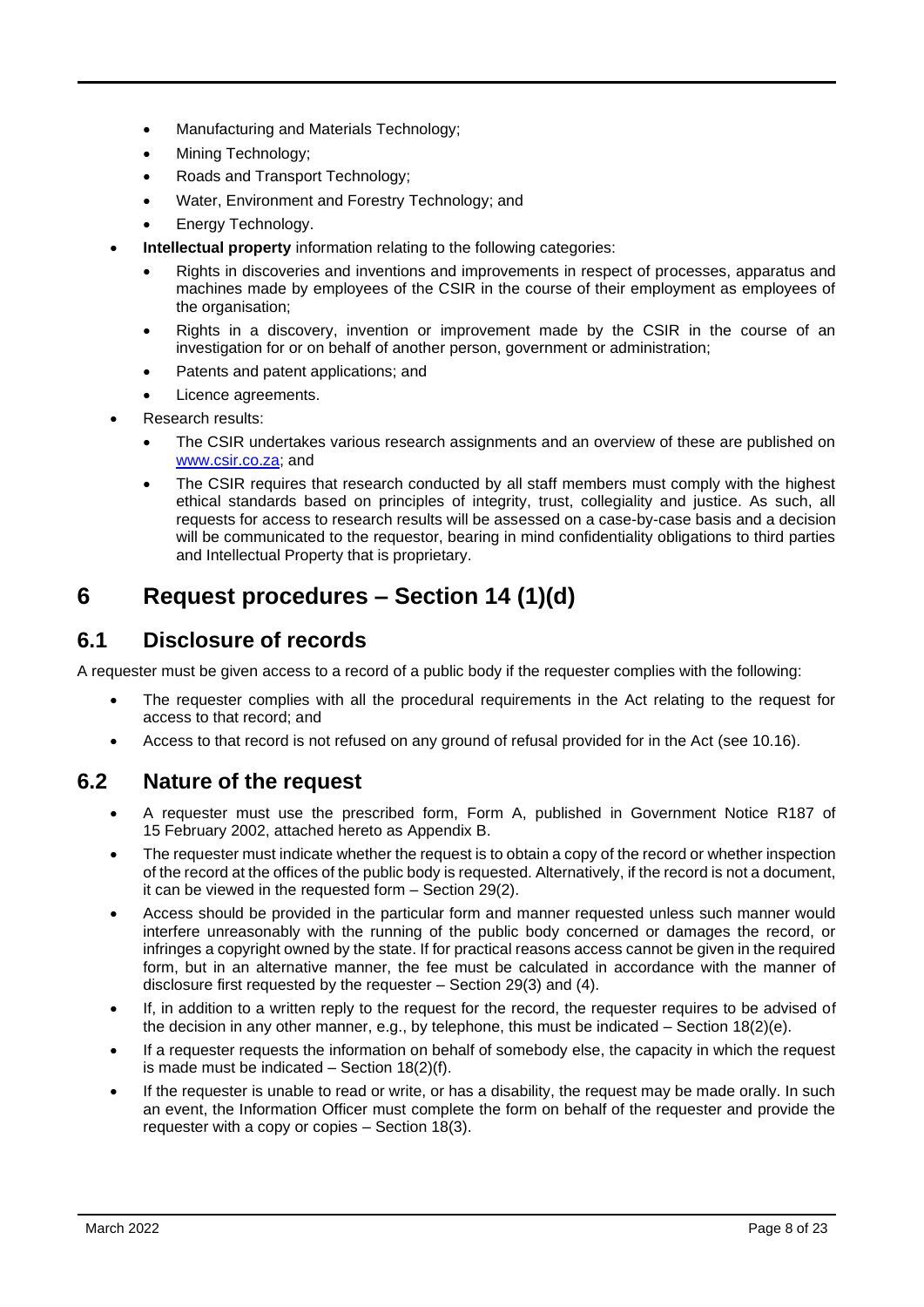- Manufacturing and Materials Technology;
  - Mining Technology;
  - Roads and Transport Technology;
  - Water, Environment and Forestry Technology; and
  - Energy Technology.
- **Intellectual property** information relating to the following categories:
  - Rights in discoveries and inventions and improvements in respect of processes, apparatus and machines made by employees of the CSIR in the course of their employment as employees of the organisation;
  - Rights in a discovery, invention or improvement made by the CSIR in the course of an investigation for or on behalf of another person, government or administration;
  - Patents and patent applications; and
  - Licence agreements.
- Research results:
  - The CSIR undertakes various research assignments and an overview of these are published on www.csir.co.za; and
  - The CSIR requires that research conducted by all staff members must comply with the highest ethical standards based on principles of integrity, trust, collegiality and justice. As such, all requests for access to research results will be assessed on a case-by-case basis and a decision will be communicated to the requestor, bearing in mind confidentiality obligations to third parties and Intellectual Property that is proprietary.

# 6 Request procedures – Section 14 (1)(d)

## 6.1 Disclosure of records

A requester must be given access to a record of a public body if the requester complies with the following:

- The requester complies with all the procedural requirements in the Act relating to the request for access to that record; and
- Access to that record is not refused on any ground of refusal provided for in the Act (see 10.16).

## 6.2 Nature of the request

- A requester must use the prescribed form, Form A, published in Government Notice R187 of 15 February 2002, attached hereto as Appendix B.
- The requester must indicate whether the request is to obtain a copy of the record or whether inspection of the record at the offices of the public body is requested. Alternatively, if the record is not a document, it can be viewed in the requested form – Section 29(2).
- Access should be provided in the particular form and manner requested unless such manner would interfere unreasonably with the running of the public body concerned or damages the record, or infringes a copyright owned by the state. If for practical reasons access cannot be given in the required form, but in an alternative manner, the fee must be calculated in accordance with the manner of disclosure first requested by the requester – Section 29(3) and (4).
- If, in addition to a written reply to the request for the record, the requester requires to be advised of the decision in any other manner, e.g., by telephone, this must be indicated – Section 18(2)(e).
- If a requester requests the information on behalf of somebody else, the capacity in which the request is made must be indicated – Section 18(2)(f).
- If the requester is unable to read or write, or has a disability, the request may be made orally. In such an event, the Information Officer must complete the form on behalf of the requester and provide the requester with a copy or copies – Section 18(3).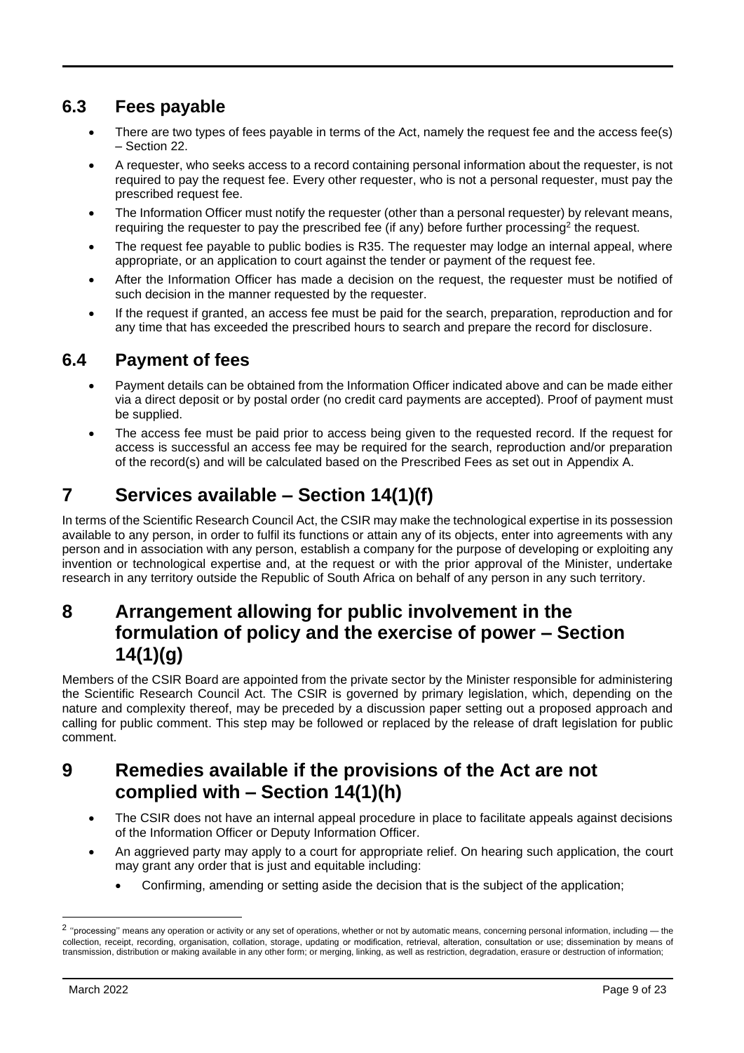## 6.3 Fees payable

- There are two types of fees payable in terms of the Act, namely the request fee and the access fee(s) – Section 22.
- A requester, who seeks access to a record containing personal information about the requester, is not required to pay the request fee. Every other requester, who is not a personal requester, must pay the prescribed request fee.
- The Information Officer must notify the requester (other than a personal requester) by relevant means, requiring the requester to pay the prescribed fee (if any) before further processing[2] the request.
- The request fee payable to public bodies is R35. The requester may lodge an internal appeal, where appropriate, or an application to court against the tender or payment of the request fee.
- After the Information Officer has made a decision on the request, the requester must be notified of such decision in the manner requested by the requester.
- If the request if granted, an access fee must be paid for the search, preparation, reproduction and for any time that has exceeded the prescribed hours to search and prepare the record for disclosure.

## 6.4 Payment of fees

- Payment details can be obtained from the Information Officer indicated above and can be made either via a direct deposit or by postal order (no credit card payments are accepted). Proof of payment must be supplied.
- The access fee must be paid prior to access being given to the requested record. If the request for access is successful an access fee may be required for the search, reproduction and/or preparation of the record(s) and will be calculated based on the Prescribed Fees as set out in Appendix A.

# 7 Services available – Section 14(1)(f)

In terms of the Scientific Research Council Act, the CSIR may make the technological expertise in its possession available to any person, in order to fulfil its functions or attain any of its objects, enter into agreements with any person and in association with any person, establish a company for the purpose of developing or exploiting any invention or technological expertise and, at the request or with the prior approval of the Minister, undertake research in any territory outside the Republic of South Africa on behalf of any person in any such territory.

# 8 Arrangement allowing for public involvement in the formulation of policy and the exercise of power – Section 14(1)(g)

Members of the CSIR Board are appointed from the private sector by the Minister responsible for administering the Scientific Research Council Act. The CSIR is governed by primary legislation, which, depending on the nature and complexity thereof, may be preceded by a discussion paper setting out a proposed approach and calling for public comment. This step may be followed or replaced by the release of draft legislation for public comment.

# 9 Remedies available if the provisions of the Act are not complied with – Section 14(1)(h)

- The CSIR does not have an internal appeal procedure in place to facilitate appeals against decisions of the Information Officer or Deputy Information Officer.
- An aggrieved party may apply to a court for appropriate relief. On hearing such application, the court may grant any order that is just and equitable including:
  - Confirming, amending or setting aside the decision that is the subject of the application;

[2] ''processing'' means any operation or activity or any set of operations, whether or not by automatic means, concerning personal information, including — the collection, receipt, recording, organisation, collation, storage, updating or modification, retrieval, alteration, consultation or use; dissemination by means of transmission, distribution or making available in any other form; or merging, linking, as well as restriction, degradation, erasure or destruction of information;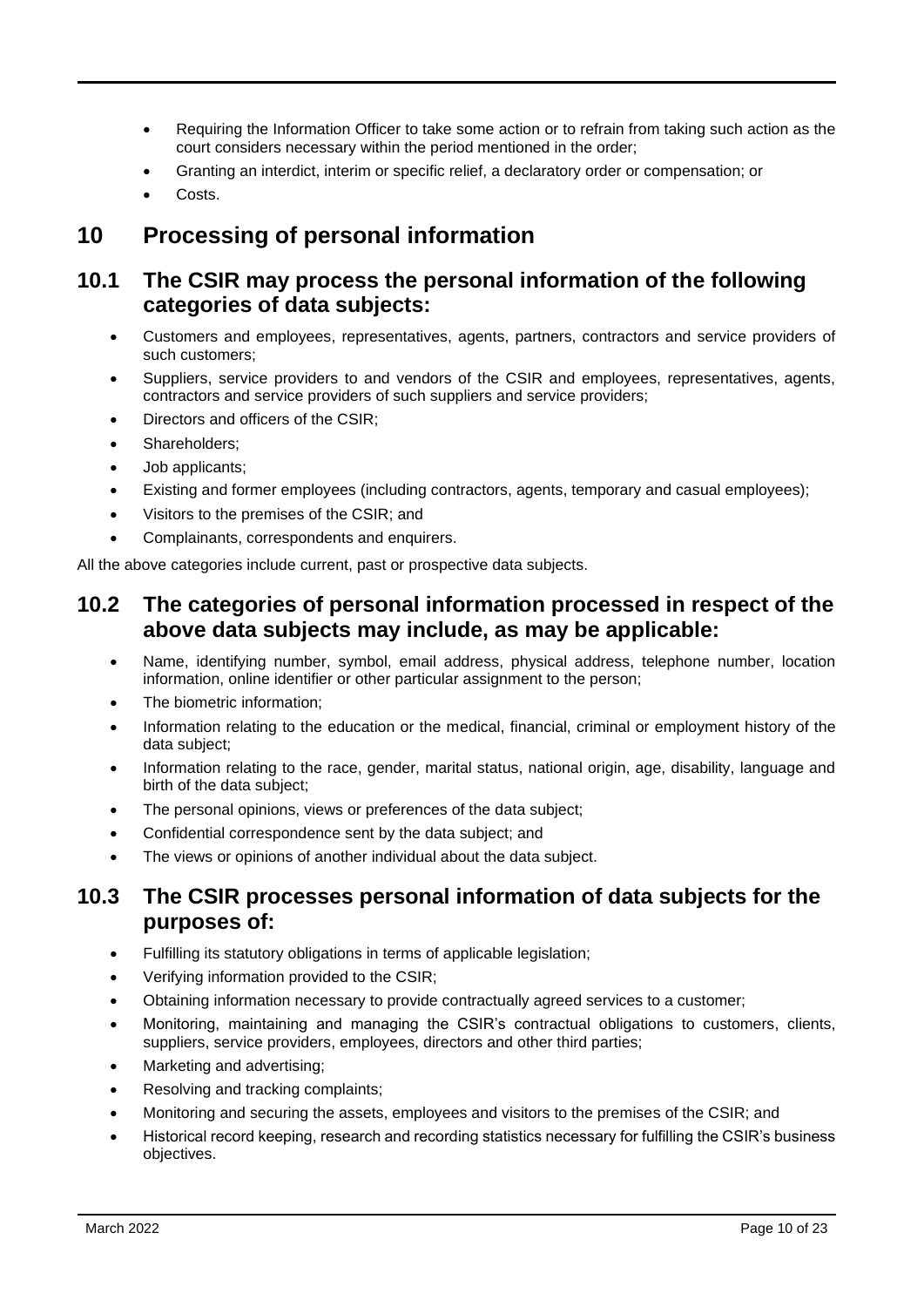- Requiring the Information Officer to take some action or to refrain from taking such action as the court considers necessary within the period mentioned in the order;
- Granting an interdict, interim or specific relief, a declaratory order or compensation; or
- Costs.

# 10 Processing of personal information

## 10.1 The CSIR may process the personal information of the following categories of data subjects:

- Customers and employees, representatives, agents, partners, contractors and service providers of such customers;
- Suppliers, service providers to and vendors of the CSIR and employees, representatives, agents, contractors and service providers of such suppliers and service providers;
- Directors and officers of the CSIR;
- Shareholders;
- Job applicants;
- Existing and former employees (including contractors, agents, temporary and casual employees);
- Visitors to the premises of the CSIR; and
- Complainants, correspondents and enquirers.

All the above categories include current, past or prospective data subjects.

## 10.2 The categories of personal information processed in respect of the above data subjects may include, as may be applicable:

- Name, identifying number, symbol, email address, physical address, telephone number, location information, online identifier or other particular assignment to the person;
- The biometric information;
- Information relating to the education or the medical, financial, criminal or employment history of the data subject;
- Information relating to the race, gender, marital status, national origin, age, disability, language and birth of the data subject;
- The personal opinions, views or preferences of the data subject;
- Confidential correspondence sent by the data subject; and
- The views or opinions of another individual about the data subject.

## 10.3 The CSIR processes personal information of data subjects for the purposes of:

- Fulfilling its statutory obligations in terms of applicable legislation;
- Verifying information provided to the CSIR;
- Obtaining information necessary to provide contractually agreed services to a customer;
- Monitoring, maintaining and managing the CSIR's contractual obligations to customers, clients, suppliers, service providers, employees, directors and other third parties;
- Marketing and advertising;
- Resolving and tracking complaints;
- Monitoring and securing the assets, employees and visitors to the premises of the CSIR; and
- Historical record keeping, research and recording statistics necessary for fulfilling the CSIR's business objectives.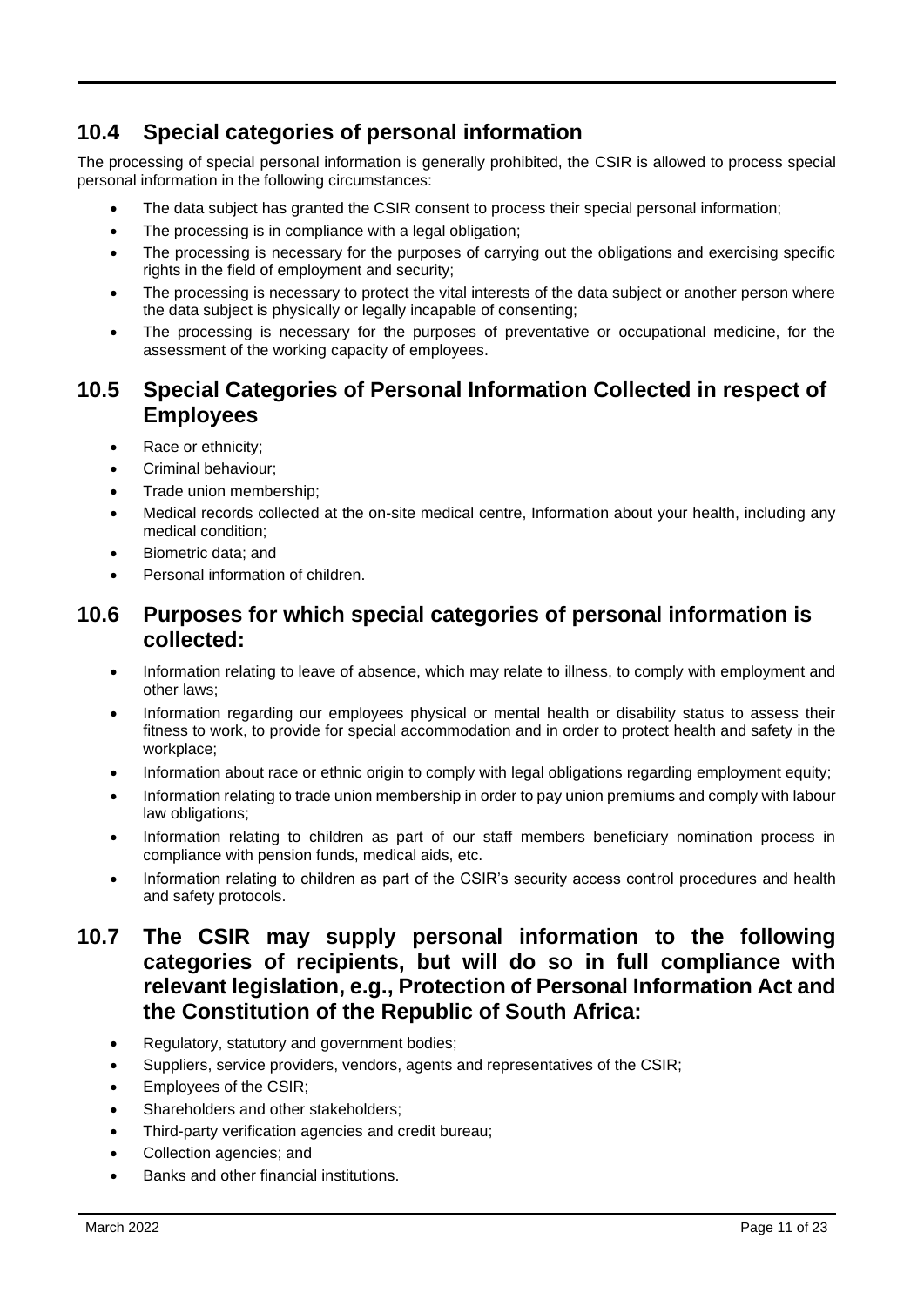## 10.4 Special categories of personal information

The processing of special personal information is generally prohibited, the CSIR is allowed to process special personal information in the following circumstances:

- The data subject has granted the CSIR consent to process their special personal information;
- The processing is in compliance with a legal obligation;
- The processing is necessary for the purposes of carrying out the obligations and exercising specific rights in the field of employment and security;
- The processing is necessary to protect the vital interests of the data subject or another person where the data subject is physically or legally incapable of consenting;
- The processing is necessary for the purposes of preventative or occupational medicine, for the assessment of the working capacity of employees.

## 10.5 Special Categories of Personal Information Collected in respect of Employees

- Race or ethnicity;
- Criminal behaviour;
- Trade union membership;
- Medical records collected at the on-site medical centre, Information about your health, including any medical condition;
- Biometric data; and
- Personal information of children.

## 10.6 Purposes for which special categories of personal information is collected:

- Information relating to leave of absence, which may relate to illness, to comply with employment and other laws;
- Information regarding our employees physical or mental health or disability status to assess their fitness to work, to provide for special accommodation and in order to protect health and safety in the workplace;
- Information about race or ethnic origin to comply with legal obligations regarding employment equity;
- Information relating to trade union membership in order to pay union premiums and comply with labour law obligations;
- Information relating to children as part of our staff members beneficiary nomination process in compliance with pension funds, medical aids, etc.
- Information relating to children as part of the CSIR's security access control procedures and health and safety protocols.

## 10.7 The CSIR may supply personal information to the following categories of recipients, but will do so in full compliance with relevant legislation, e.g., Protection of Personal Information Act and the Constitution of the Republic of South Africa:

- Regulatory, statutory and government bodies;
- Suppliers, service providers, vendors, agents and representatives of the CSIR;
- Employees of the CSIR;
- Shareholders and other stakeholders;
- Third-party verification agencies and credit bureau;
- Collection agencies; and
- Banks and other financial institutions.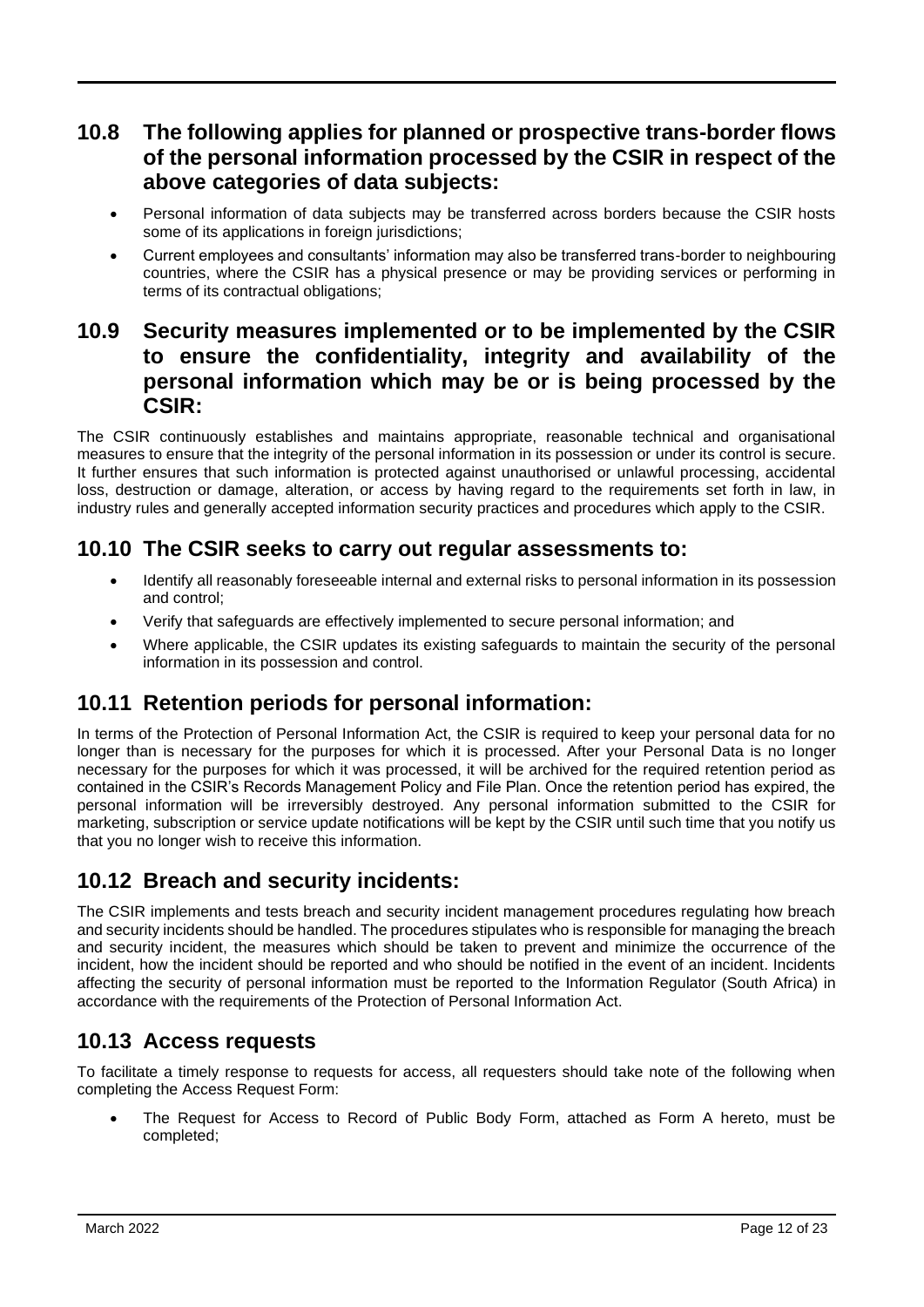## 10.8 The following applies for planned or prospective trans-border flows of the personal information processed by the CSIR in respect of the above categories of data subjects:

- Personal information of data subjects may be transferred across borders because the CSIR hosts some of its applications in foreign jurisdictions;
- Current employees and consultants' information may also be transferred trans-border to neighbouring countries, where the CSIR has a physical presence or may be providing services or performing in terms of its contractual obligations;

## 10.9 Security measures implemented or to be implemented by the CSIR to ensure the confidentiality, integrity and availability of the personal information which may be or is being processed by the CSIR:

The CSIR continuously establishes and maintains appropriate, reasonable technical and organisational measures to ensure that the integrity of the personal information in its possession or under its control is secure. It further ensures that such information is protected against unauthorised or unlawful processing, accidental loss, destruction or damage, alteration, or access by having regard to the requirements set forth in law, in industry rules and generally accepted information security practices and procedures which apply to the CSIR.

## 10.10 The CSIR seeks to carry out regular assessments to:

- Identify all reasonably foreseeable internal and external risks to personal information in its possession and control;
- Verify that safeguards are effectively implemented to secure personal information; and
- Where applicable, the CSIR updates its existing safeguards to maintain the security of the personal information in its possession and control.

## 10.11 Retention periods for personal information:

In terms of the Protection of Personal Information Act, the CSIR is required to keep your personal data for no longer than is necessary for the purposes for which it is processed. After your Personal Data is no longer necessary for the purposes for which it was processed, it will be archived for the required retention period as contained in the CSIR's Records Management Policy and File Plan. Once the retention period has expired, the personal information will be irreversibly destroyed. Any personal information submitted to the CSIR for marketing, subscription or service update notifications will be kept by the CSIR until such time that you notify us that you no longer wish to receive this information.

## 10.12 Breach and security incidents:

The CSIR implements and tests breach and security incident management procedures regulating how breach and security incidents should be handled. The procedures stipulates who is responsible for managing the breach and security incident, the measures which should be taken to prevent and minimize the occurrence of the incident, how the incident should be reported and who should be notified in the event of an incident. Incidents affecting the security of personal information must be reported to the Information Regulator (South Africa) in accordance with the requirements of the Protection of Personal Information Act.

## 10.13 Access requests

To facilitate a timely response to requests for access, all requesters should take note of the following when completing the Access Request Form:

- The Request for Access to Record of Public Body Form, attached as Form A hereto, must be completed;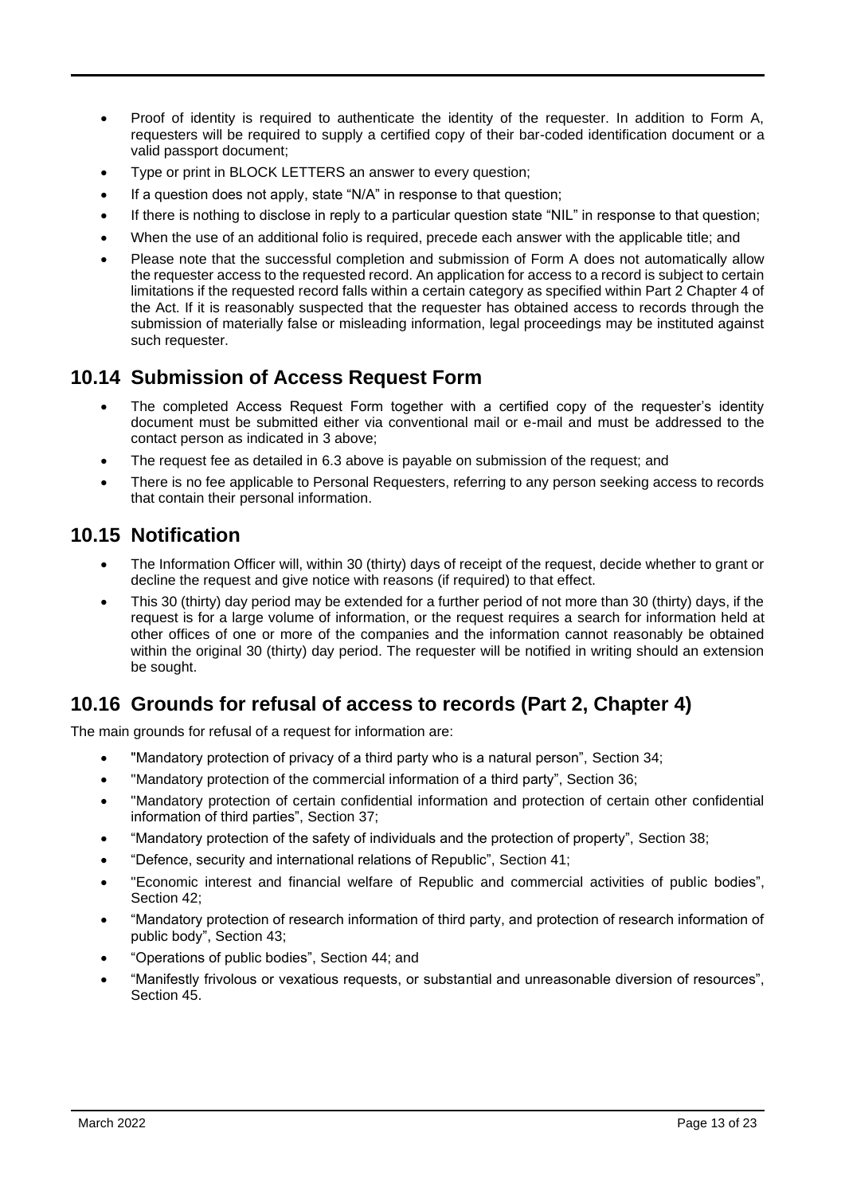- Proof of identity is required to authenticate the identity of the requester. In addition to Form A, requesters will be required to supply a certified copy of their bar-coded identification document or a valid passport document;
- Type or print in BLOCK LETTERS an answer to every question;
- If a question does not apply, state "N/A" in response to that question;
- If there is nothing to disclose in reply to a particular question state "NIL" in response to that question;
- When the use of an additional folio is required, precede each answer with the applicable title; and
- Please note that the successful completion and submission of Form A does not automatically allow the requester access to the requested record. An application for access to a record is subject to certain limitations if the requested record falls within a certain category as specified within Part 2 Chapter 4 of the Act. If it is reasonably suspected that the requester has obtained access to records through the submission of materially false or misleading information, legal proceedings may be instituted against such requester.

## 10.14 Submission of Access Request Form

- The completed Access Request Form together with a certified copy of the requester's identity document must be submitted either via conventional mail or e-mail and must be addressed to the contact person as indicated in 3 above;
- The request fee as detailed in 6.3 above is payable on submission of the request; and
- There is no fee applicable to Personal Requesters, referring to any person seeking access to records that contain their personal information.

## 10.15 Notification

- The Information Officer will, within 30 (thirty) days of receipt of the request, decide whether to grant or decline the request and give notice with reasons (if required) to that effect.
- This 30 (thirty) day period may be extended for a further period of not more than 30 (thirty) days, if the request is for a large volume of information, or the request requires a search for information held at other offices of one or more of the companies and the information cannot reasonably be obtained within the original 30 (thirty) day period. The requester will be notified in writing should an extension be sought.

## 10.16 Grounds for refusal of access to records (Part 2, Chapter 4)

The main grounds for refusal of a request for information are:

- "Mandatory protection of privacy of a third party who is a natural person", Section 34;
- "Mandatory protection of the commercial information of a third party", Section 36;
- "Mandatory protection of certain confidential information and protection of certain other confidential information of third parties", Section 37;
- "Mandatory protection of the safety of individuals and the protection of property", Section 38;
- "Defence, security and international relations of Republic", Section 41;
- "Economic interest and financial welfare of Republic and commercial activities of public bodies", Section 42;
- "Mandatory protection of research information of third party, and protection of research information of public body", Section 43;
- "Operations of public bodies", Section 44; and
- "Manifestly frivolous or vexatious requests, or substantial and unreasonable diversion of resources", Section 45.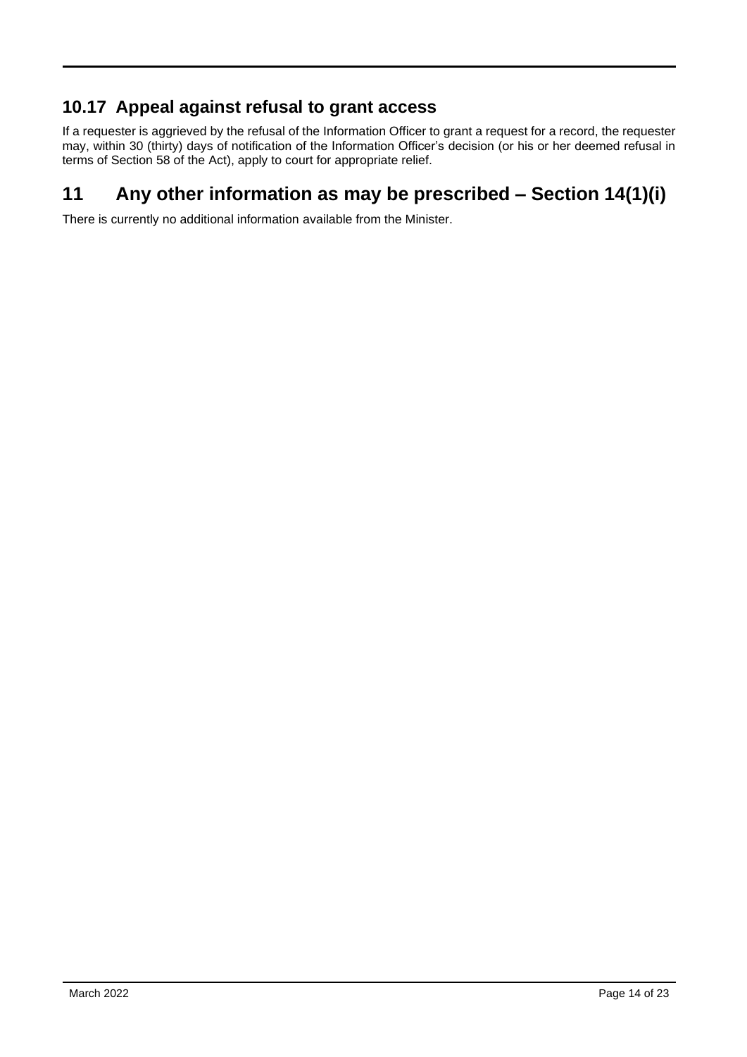## 10.17 Appeal against refusal to grant access

If a requester is aggrieved by the refusal of the Information Officer to grant a request for a record, the requester may, within 30 (thirty) days of notification of the Information Officer's decision (or his or her deemed refusal in terms of Section 58 of the Act), apply to court for appropriate relief.

# 11 Any other information as may be prescribed – Section 14(1)(i)

There is currently no additional information available from the Minister.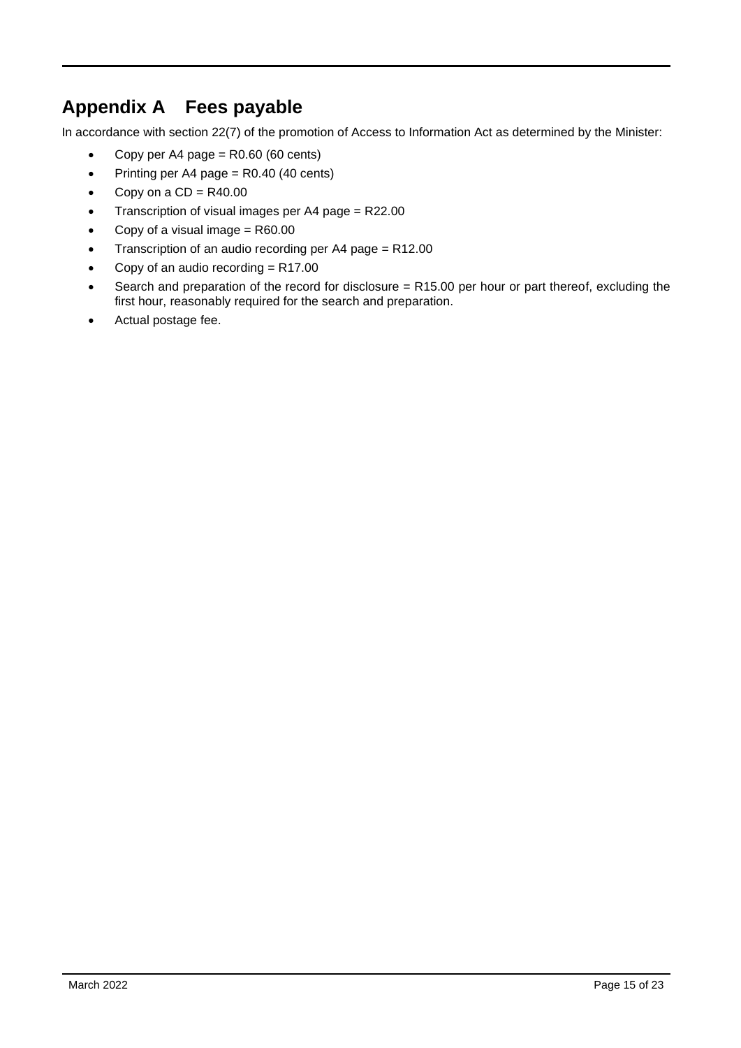# Appendix A Fees payable

In accordance with section 22(7) of the promotion of Access to Information Act as determined by the Minister:

- Copy per A4 page = R0.60 (60 cents)
- Printing per A4 page = R0.40 (40 cents)
- Copy on a CD = R40.00
- Transcription of visual images per A4 page = R22.00
- Copy of a visual image = R60.00
- Transcription of an audio recording per A4 page = R12.00
- Copy of an audio recording = R17.00
- Search and preparation of the record for disclosure = R15.00 per hour or part thereof, excluding the first hour, reasonably required for the search and preparation.
- Actual postage fee.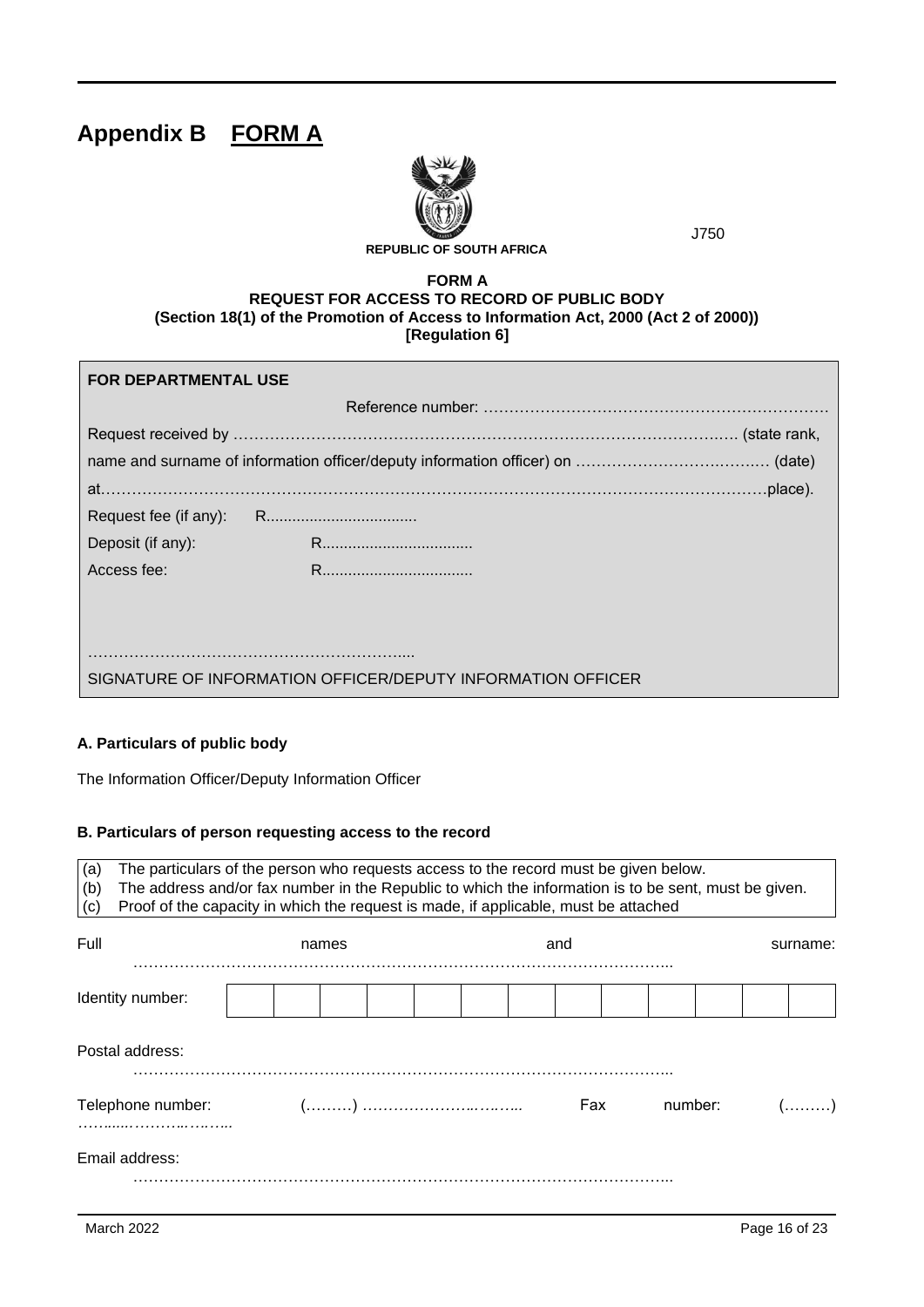# Appendix B FORM A

REPUBLIC OF SOUTH AFRICA

J750

**FORM A**
**REQUEST FOR ACCESS TO RECORD OF PUBLIC BODY**
**(Section 18(1) of the Promotion of Access to Information Act, 2000 (Act 2 of 2000))**
**[Regulation 6]**

**FOR DEPARTMENTAL USE**

Reference number: ………………………………………………………….

Request received by ……………………………………………………………………………………… (state rank, name and surname of information officer/deputy information officer) on ……………………………… (date) at………………………………………………………………………………………………………………place).

Request fee (if any): R..................................

Deposit (if any): R..................................

Access fee: R..................................

……………………………………………….....

SIGNATURE OF INFORMATION OFFICER/DEPUTY INFORMATION OFFICER

### A. Particulars of public body

The Information Officer/Deputy Information Officer

### B. Particulars of person requesting access to the record

(a) The particulars of the person who requests access to the record must be given below.
(b) The address and/or fax number in the Republic to which the information is to be sent, must be given.
(c) Proof of the capacity in which the request is made, if applicable, must be attached

Full names and surname: ……………………………………………………………………………………...

| Identity number: | | | | | | | | | | | | | |
|---|---|---|---|---|---|---|---|---|---|---|---|---|---|

Postal address: ……………………………………………………………………………………...

Telephone number: (………) …………………..……... Fax number: (………) ……....………..……..

Email address: ……………………………………………………………………………………...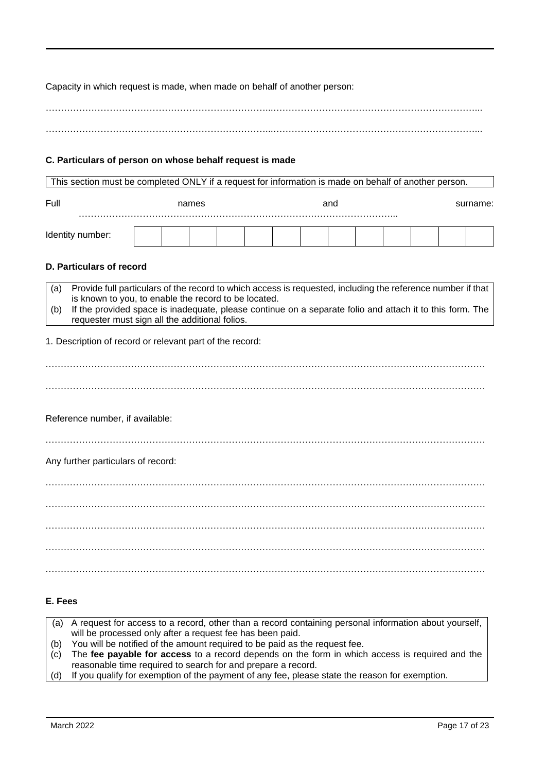Capacity in which request is made, when made on behalf of another person:

……………………………………………………………...……………………………………………………...

……………………………………………………………...……………………………………………………...

**C. Particulars of person on whose behalf request is made**

| |
|---|
| This section must be completed ONLY if a request for information is made on behalf of another person. |

Full names and surname: …………………………………………………………………………………………...

| Identity number: | | | | | | | | | | | | | |
|---|---|---|---|---|---|---|---|---|---|---|---|---|---|

**D. Particulars of record**

| | |
|---|---|
| (a) | Provide full particulars of the record to which access is requested, including the reference number if that is known to you, to enable the record to be located. |
| (b) | If the provided space is inadequate, please continue on a separate folio and attach it to this form. The requester must sign all the additional folios. |

1. Description of record or relevant part of the record:

……………………………………………………………………………………………………………………………

……………………………………………………………………………………………………………………………

Reference number, if available:

……………………………………………………………………………………………………………………………

Any further particulars of record:

……………………………………………………………………………………………………………………………

……………………………………………………………………………………………………………………………

……………………………………………………………………………………………………………………………

……………………………………………………………………………………………………………………………

……………………………………………………………………………………………………………………………

**E. Fees**

| | |
|---|---|
| (a) | A request for access to a record, other than a record containing personal information about yourself, will be processed only after a request fee has been paid. |
| (b) | You will be notified of the amount required to be paid as the request fee. |
| (c) | The **fee payable for access** to a record depends on the form in which access is required and the reasonable time required to search for and prepare a record. |
| (d) | If you qualify for exemption of the payment of any fee, please state the reason for exemption. |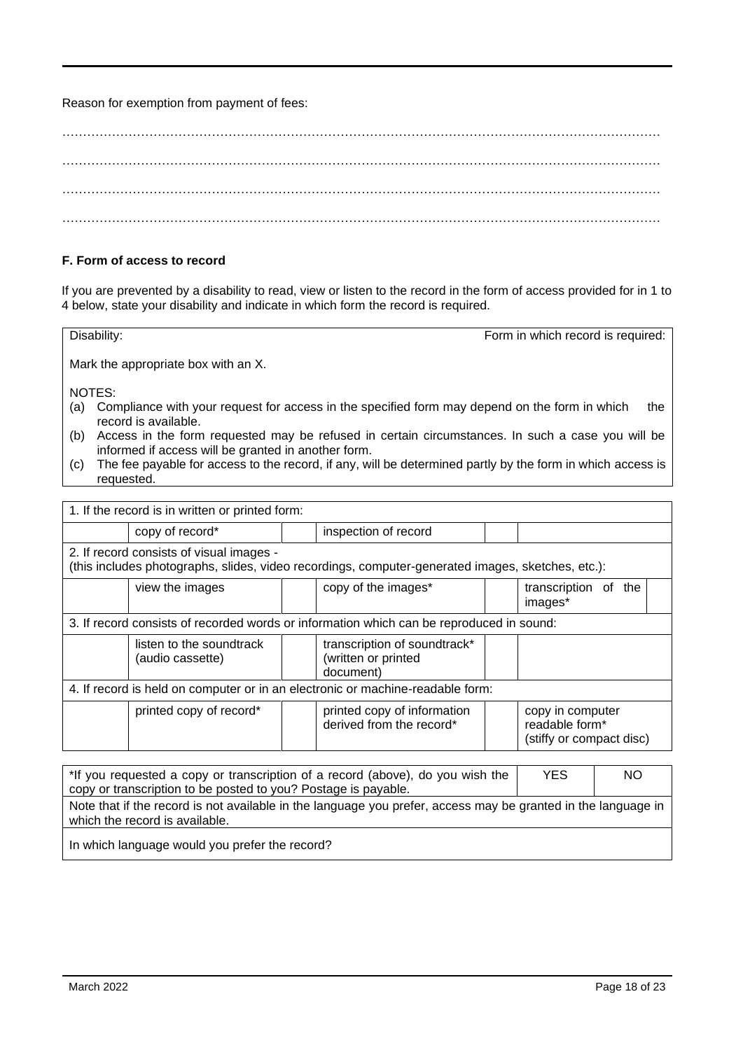Reason for exemption from payment of fees:

……………………………………………………………………………………………………………………………

……………………………………………………………………………………………………………………………

……………………………………………………………………………………………………………………………

……………………………………………………………………………………………………………………………

**F. Form of access to record**

If you are prevented by a disability to read, view or listen to the record in the form of access provided for in 1 to 4 below, state your disability and indicate in which form the record is required.

| | |
|---|---|
| Disability: | Form in which record is required: |
| Mark the appropriate box with an X. | |
| NOTES:<br>(a) Compliance with your request for access in the specified form may depend on the form in which the record is available.<br>(b) Access in the form requested may be refused in certain circumstances. In such a case you will be informed if access will be granted in another form.<br>(c) The fee payable for access to the record, if any, will be determined partly by the form in which access is requested. | |

| | | | | | | |
|---|---|---|---|---|---|---|
| 1. If the record is in written or printed form: | | | | | | |
| | copy of record* | | inspection of record | | | |
| 2. If record consists of visual images - (this includes photographs, slides, video recordings, computer-generated images, sketches, etc.): | | | | | | |
| | view the images | | copy of the images* | | transcription of the images* | |
| 3. If record consists of recorded words or information which can be reproduced in sound: | | | | | | |
| | listen to the soundtrack (audio cassette) | | transcription of soundtrack* (written or printed document) | | | |
| 4. If record is held on computer or in an electronic or machine-readable form: | | | | | | |
| | printed copy of record* | | printed copy of information derived from the record* | | copy in computer readable form* (stiffy or compact disc) | |

| | | |
|---|---|---|
| *If you requested a copy or transcription of a record (above), do you wish the copy or transcription to be posted to you? Postage is payable. | YES | NO |
| Note that if the record is not available in the language you prefer, access may be granted in the language in which the record is available. | | |
| In which language would you prefer the record? | | |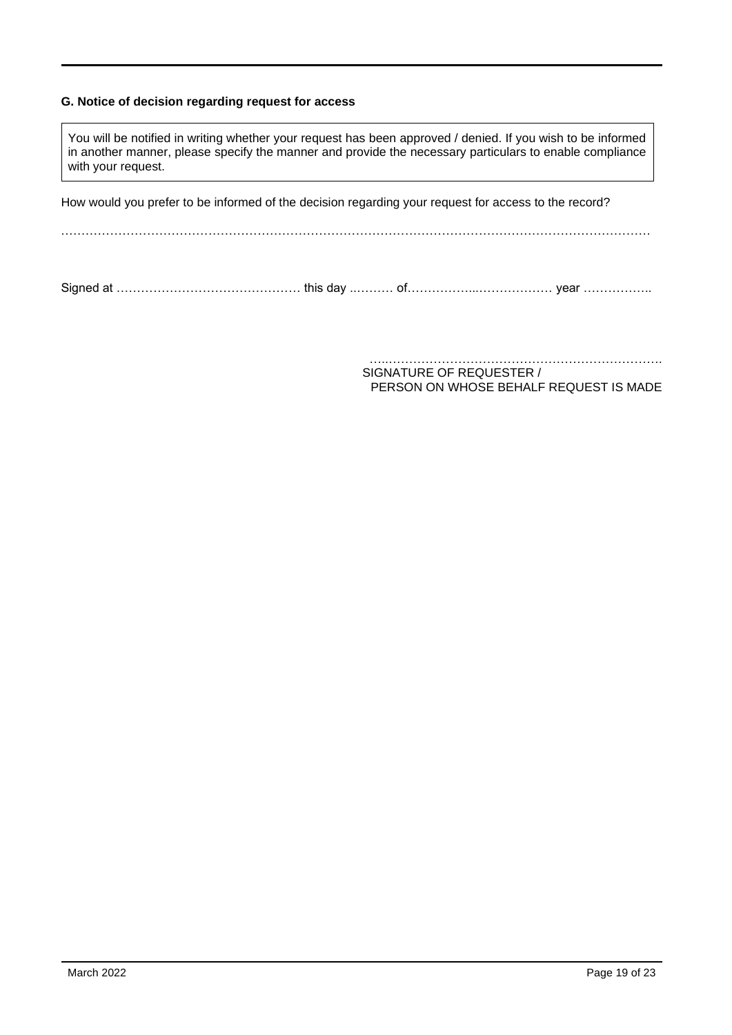**G. Notice of decision regarding request for access**

| |
|---|
| You will be notified in writing whether your request has been approved / denied. If you wish to be informed in another manner, please specify the manner and provide the necessary particulars to enable compliance with your request. |

How would you prefer to be informed of the decision regarding your request for access to the record?

…………………………………………………………………………………………………………………………

Signed at ……………………………………… this day ..……… of……………...……………… year ……………..

…..…………………………………………………………

SIGNATURE OF REQUESTER /
PERSON ON WHOSE BEHALF REQUEST IS MADE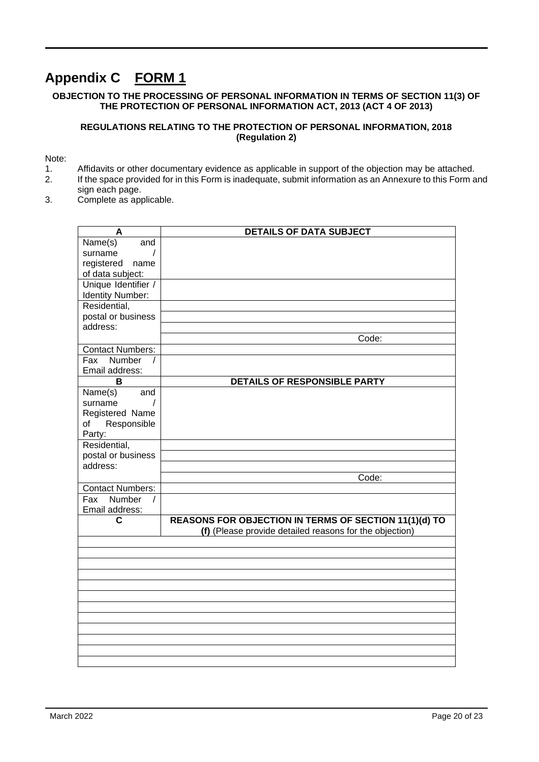# Appendix C FORM 1

**OBJECTION TO THE PROCESSING OF PERSONAL INFORMATION IN TERMS OF SECTION 11(3) OF THE PROTECTION OF PERSONAL INFORMATION ACT, 2013 (ACT 4 OF 2013)**

**REGULATIONS RELATING TO THE PROTECTION OF PERSONAL INFORMATION, 2018 (Regulation 2)**

Note:

1. Affidavits or other documentary evidence as applicable in support of the objection may be attached.
2. If the space provided for in this Form is inadequate, submit information as an Annexure to this Form and sign each page.
3. Complete as applicable.

| **A** | **DETAILS OF DATA SUBJECT** |
|---|---|
| Name(s) and surname / registered name of data subject: | |
| Unique Identifier / Identity Number: | |
| Residential, postal or business address: | |
| | |
| | |
| | Code: |
| Contact Numbers: | |
| Fax Number / Email address: | |
| **B** | **DETAILS OF RESPONSIBLE PARTY** |
| Name(s) and surname / Registered Name of Responsible Party: | |
| Residential, postal or business address: | |
| | |
| | |
| | Code: |
| Contact Numbers: | |
| Fax Number / Email address: | |
| **C** | **REASONS FOR OBJECTION IN TERMS OF SECTION 11(1)(d) TO (f)** (Please provide detailed reasons for the objection) |
| | |
| | |
| | |
| | |
| | |
| | |
| | |
| | |
| | |
| | |
| | |
| | |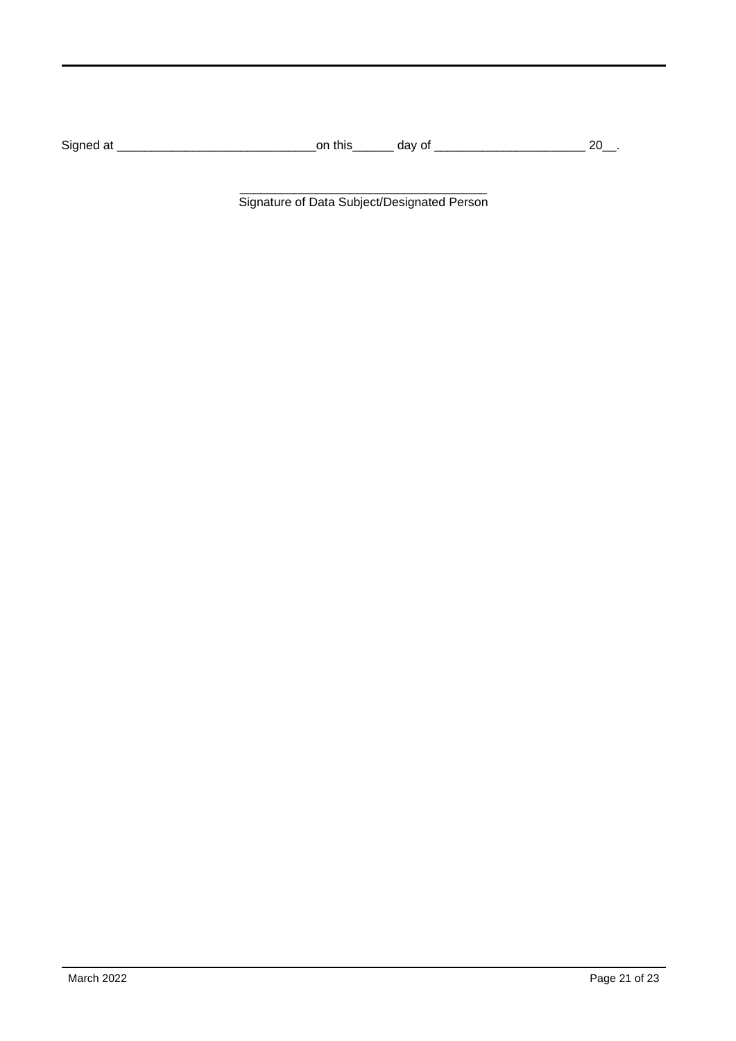Signed at _____________________________on this______ day of ______________________ 20__.

____________________________________
Signature of Data Subject/Designated Person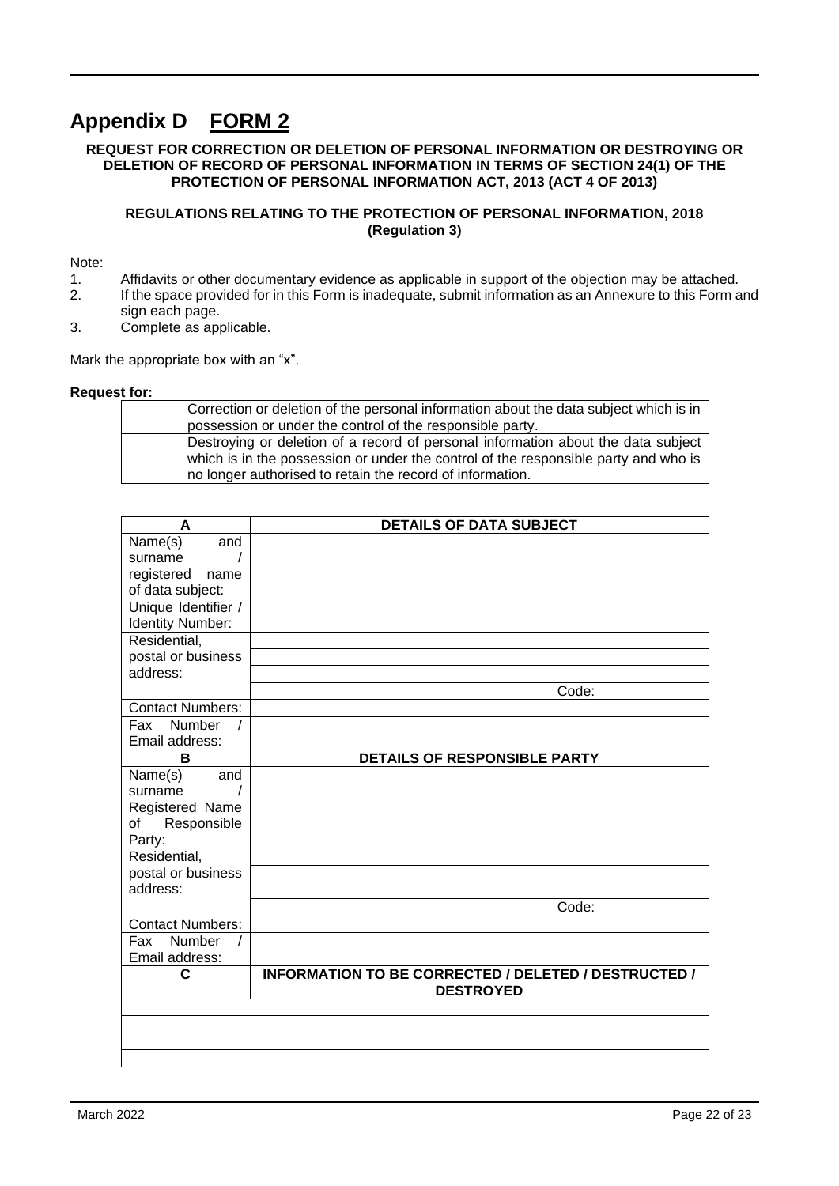# Appendix D FORM 2

**REQUEST FOR CORRECTION OR DELETION OF PERSONAL INFORMATION OR DESTROYING OR DELETION OF RECORD OF PERSONAL INFORMATION IN TERMS OF SECTION 24(1) OF THE PROTECTION OF PERSONAL INFORMATION ACT, 2013 (ACT 4 OF 2013)**

**REGULATIONS RELATING TO THE PROTECTION OF PERSONAL INFORMATION, 2018 (Regulation 3)**

Note:

1. Affidavits or other documentary evidence as applicable in support of the objection may be attached.
2. If the space provided for in this Form is inadequate, submit information as an Annexure to this Form and sign each page.
3. Complete as applicable.

Mark the appropriate box with an "x".

**Request for:**

| | |
|---|---|
| | Correction or deletion of the personal information about the data subject which is in possession or under the control of the responsible party. |
| | Destroying or deletion of a record of personal information about the data subject which is in the possession or under the control of the responsible party and who is no longer authorised to retain the record of information. |

| **A** | **DETAILS OF DATA SUBJECT** |
|---|---|
| Name(s) and surname / registered name of data subject: | |
| Unique Identifier / Identity Number: | |
| Residential, postal or business address: | |
| | |
| | |
| | Code: |
| Contact Numbers: | |
| Fax Number / Email address: | |
| **B** | **DETAILS OF RESPONSIBLE PARTY** |
| Name(s) and surname / Registered Name of Responsible Party: | |
| Residential, postal or business address: | |
| | |
| | |
| | Code: |
| Contact Numbers: | |
| Fax Number / Email address: | |
| **C** | **INFORMATION TO BE CORRECTED / DELETED / DESTRUCTED / DESTROYED** |
| | |
| | |
| | |
| | |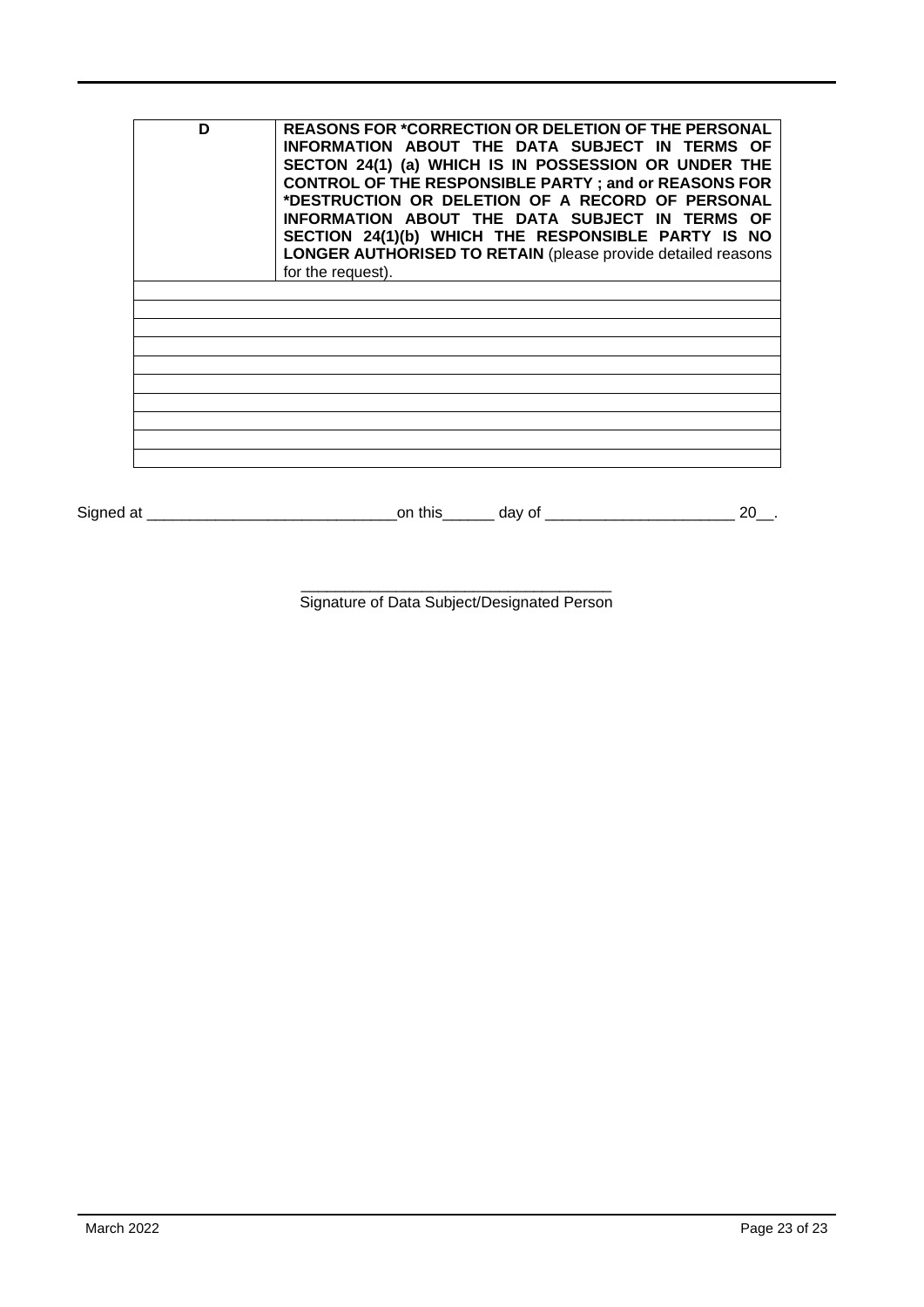| D | **REASONS FOR *CORRECTION OR DELETION OF THE PERSONAL INFORMATION ABOUT THE DATA SUBJECT IN TERMS OF SECTON 24(1) (a) WHICH IS IN POSSESSION OR UNDER THE CONTROL OF THE RESPONSIBLE PARTY ; and or REASONS FOR *DESTRUCTION OR DELETION OF A RECORD OF PERSONAL INFORMATION ABOUT THE DATA SUBJECT IN TERMS OF SECTION 24(1)(b) WHICH THE RESPONSIBLE PARTY IS NO LONGER AUTHORISED TO RETAIN** (please provide detailed reasons for the request). |
|---|---|
| | |
| | |
| | |
| | |
| | |
| | |
| | |
| | |
| | |

Signed at ______________________________on this______ day of ______________________ 20__.

_____________________________________
Signature of Data Subject/Designated Person